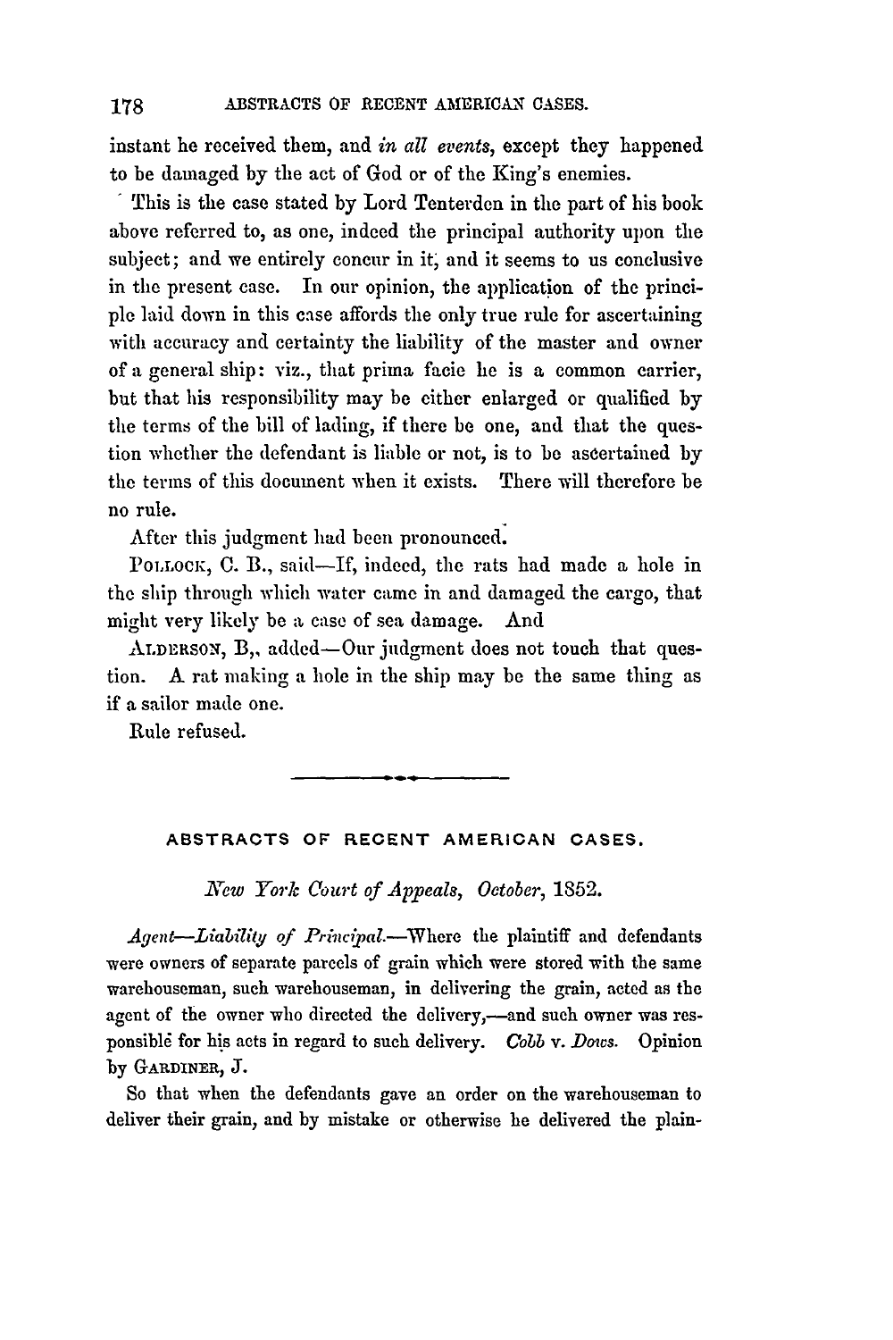instant he received them, and *in all events*, except they happened to be damaged by the act of God or of the King's enemies.

This is the case stated by Lord Tenterden in the part of his book above referred to, as one, indeed the principal authority upon the subject; and we entirely concur in it, and it seems to us conclusive in the present case. In our opinion, the application of the principle laid down in this case affords the only true rule for ascertaining with accuracy and certainty the liability of the master and owner of a general ship: viz., that prima facie he is a common carrier, but that his responsibility may be either enlarged or qualified by the terms of the bill of lading, if there be one, and that the question whether the defendant is liable or not, is to be ascertained by the terms of this document when it exists. There will therefore be no rule.

After this judgment had been pronounced.

POLLOCK, C. B., said—If, indeed, the rats had made a hole in the ship through which water came in and damaged the cargo, that might very likely be a case of sea damage. And

ALDERSON, B., added—Our judgment does not touch that question. A rat making a hole in the ship may be the same thing as if a sailor made one.

Rule refused.

---

## ABSTRACTS OF RECENT AMERICAN CASES.

*New York Court of Appeals, October, 1852.*

*Agent—Liability of Principal.*—Where the plaintiff and defendants were owners of separate parcels of grain which were stored with the same warehouseman, such warehouseman, in delivering the grain, acted as the agent of the owner who directed the delivery,—and such owner was responsible for his acts in regard to such delivery. *Cobb* v. *Dows.* Opinion by GARDINER, J.

So that when the defendants gave an order on the warehouseman to deliver their grain, and by mistake or otherwise he delivered the plain-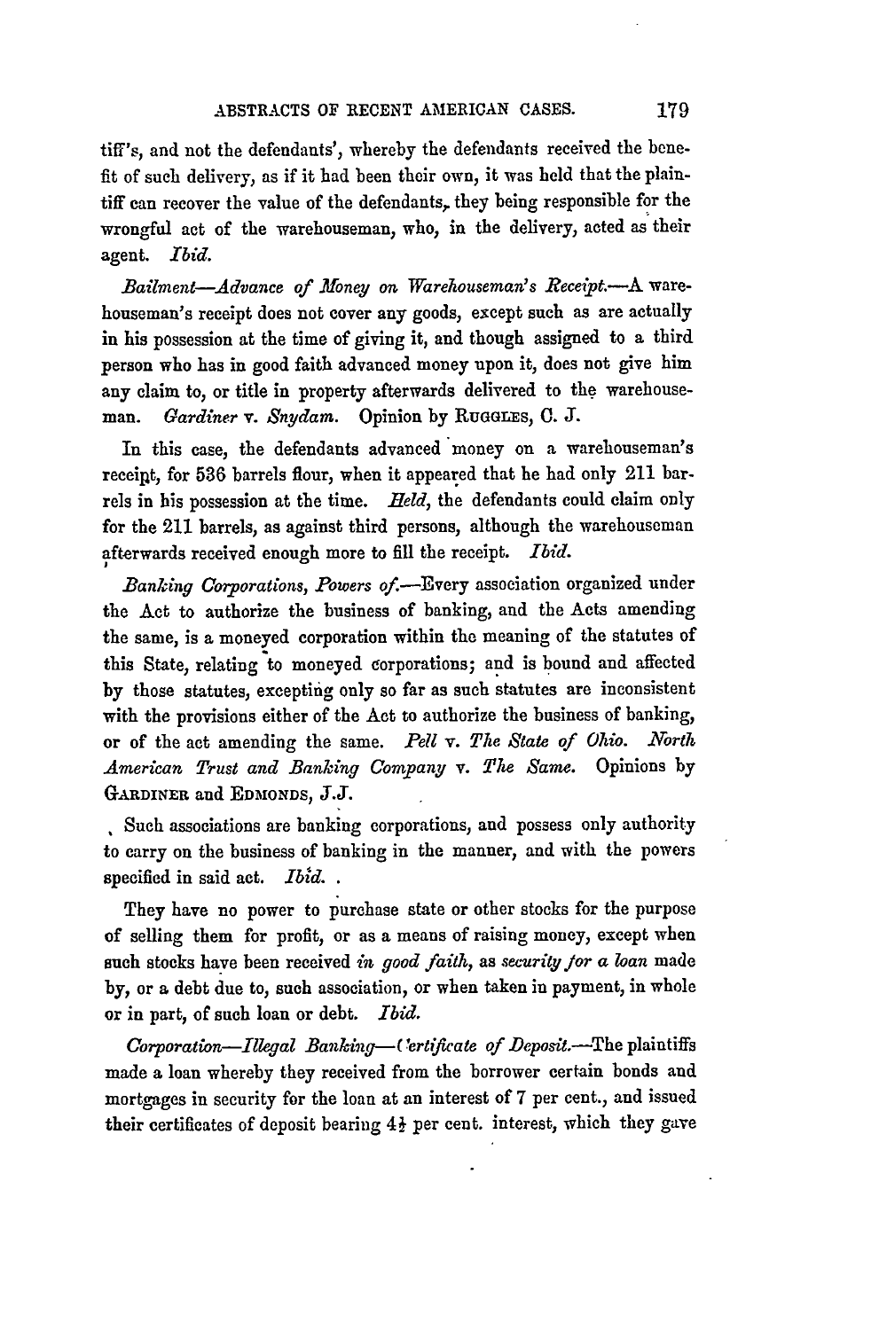tiff's, and not the defendants', whereby the defendants received the benefit of such delivery, as if it had been their own, it was held that the plaintiff can recover the value of the defendants, they being responsible for the wrongful act of the warehouseman, who, in the delivery, acted as their agent. *Ibid.*

*Bailment—Advance of Money on Warehouseman's Receipt.*—A warehouseman's receipt does not cover any goods, except such as are actually in his possession at the time of giving it, and though assigned to a third person who has in good faith advanced money upon it, does not give him any claim to, or title in property afterwards delivered to the warehouseman. *Gardiner* v. *Snydam.* Opinion by RUGGLES, C. J.

In this case, the defendants advanced money on a warehouseman's receipt, for 536 barrels flour, when it appeared that he had only 211 barrels in his possession at the time. *Held,* the defendants could claim only for the 211 barrels, as against third persons, although the warehouseman afterwards received enough more to fill the receipt. *Ibid.*

*Banking Corporations, Powers of.*—Every association organized under the Act to authorize the business of banking, and the Acts amending the same, is a moneyed corporation within the meaning of the statutes of this State, relating to moneyed corporations; and is bound and affected by those statutes, excepting only so far as such statutes are inconsistent with the provisions either of the Act to authorize the business of banking, or of the act amending the same. *Pell* v. *The State of Ohio. North American Trust and Banking Company* v. *The Same.* Opinions by GARDINER and EDMONDS, J.J.

Such associations are banking corporations, and possess only authority to carry on the business of banking in the manner, and with the powers specified in said act. *Ibid.*

They have no power to purchase state or other stocks for the purpose of selling them for profit, or as a means of raising money, except when such stocks have been received *in good faith,* as *security for a loan* made by, or a debt due to, such association, or when taken in payment, in whole or in part, of such loan or debt. *Ibid.*

*Corporation—Illegal Banking—Certificate of Deposit.*—The plaintiffs made a loan whereby they received from the borrower certain bonds and mortgages in security for the loan at an interest of 7 per cent., and issued their certificates of deposit bearing $4\frac{1}{2}$ per cent. interest, which they gave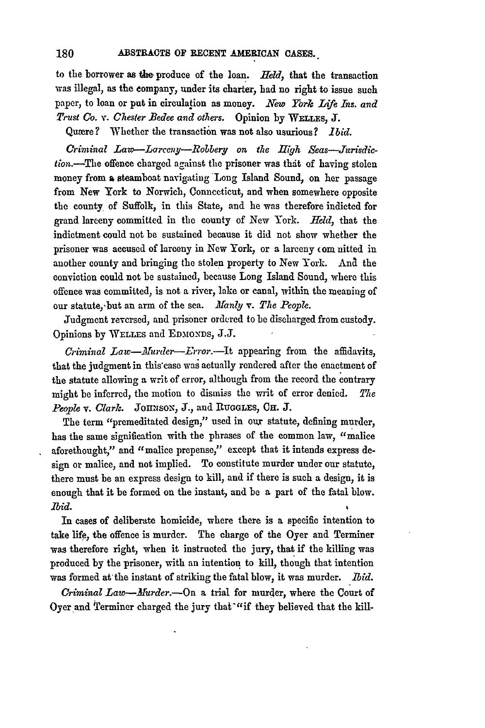to the borrower as the produce of the loan. *Held,* that the transaction was illegal, as the company, under its charter, had no right to issue such paper, to loan or put in circulation as money. *New York Life Ins. and Trust Co.* v. *Chester Bedee and others.* Opinion by WELLES, J.

Quære? Whether the transaction was not also usurious? *Ibid.*

*Criminal Law—Larceny—Robbery on the High Seas—Jurisdiction.*—The offence charged against the prisoner was that of having stolen money from a steamboat navigating Long Island Sound, on her passage from New York to Norwich, Connecticut, and when somewhere opposite the county of Suffolk, in this State, and he was therefore indicted for grand larceny committed in the county of New York. *Held,* that the indictment could not be sustained because it did not show whether the prisoner was accused of larceny in New York, or a larceny committed in another county and bringing the stolen property to New York. And the conviction could not be sustained, because Long Island Sound, where this offence was committed, is not a river, lake or canal, within the meaning of our statute, but an arm of the sea. *Manly* v. *The People.*

Judgment reversed, and prisoner ordered to be discharged from custody. Opinions by WELLES and EDMONDS, J.J.

*Criminal Law—Murder—Error.*—It appearing from the affidavits, that the judgment in this case was actually rendered after the enactment of the statute allowing a writ of error, although from the record the contrary might be inferred, the motion to dismiss the writ of error denied. *The People* v. *Clark.* JOHNSON, J., and RUGGLES, CH. J.

The term "premeditated design," used in our statute, defining murder, has the same signification with the phrases of the common law, "malice aforethought," and "malice prepense," except that it intends express design or malice, and not implied. To constitute murder under our statute, there must be an express design to kill, and if there is such a design, it is enough that it be formed on the instant, and be a part of the fatal blow. *Ibid.*

In cases of deliberate homicide, where there is a specific intention to take life, the offence is murder. The charge of the Oyer and Terminer was therefore right, when it instructed the jury, that if the killing was produced by the prisoner, with an intention to kill, though that intention was formed at the instant of striking the fatal blow, it was murder. *Ibid.*

*Criminal Law—Murder.*—On a trial for murder, where the Court of Oyer and Terminer charged the jury that "if they believed that the kill-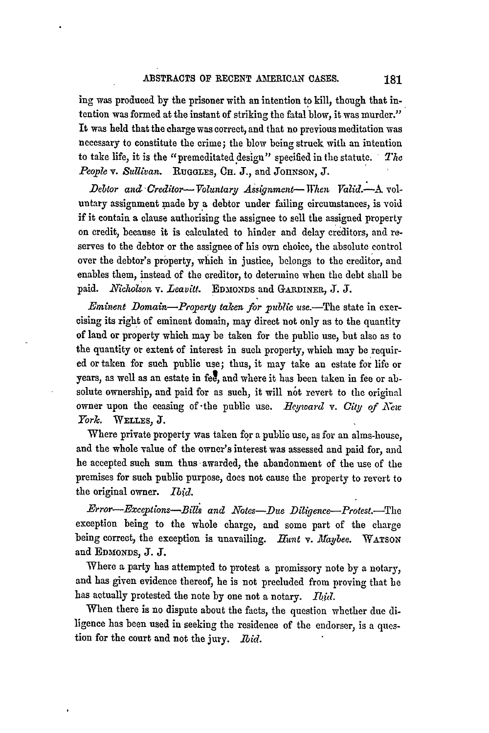ing was produced by the prisoner with an intention to kill, though that intention was formed at the instant of striking the fatal blow, it was murder." It was held that the charge was correct, and that no previous meditation was necessary to constitute the crime; the blow being struck with an intention to take life, it is the "premeditated design" specified in the statute. *The People* v. *Sullivan*. RUGGLES, CH. J., and JOHNSON, J.

*Debtor and Creditor—Voluntary Assignment—When Valid.*—A voluntary assignment made by a debtor under failing circumstances, is void if it contain a clause authorising the assignee to sell the assigned property on credit, because it is calculated to hinder and delay creditors, and reserves to the debtor or the assignee of his own choice, the absolute control over the debtor's property, which in justice, belongs to the creditor, and enables them, instead of the creditor, to determine when the debt shall be paid. *Nicholson* v. *Leavitt*. EDMONDS and GARDINER, J. J.

*Eminent Domain—Property taken for public use.*—The state in exercising its right of eminent domain, may direct not only as to the quantity of land or property which may be taken for the public use, but also as to the quantity or extent of interest in such property, which may be required or taken for such public use; thus, it may take an estate for life or years, as well as an estate in fee, and where it has been taken in fee or absolute ownership, and paid for as such, it will not revert to the original owner upon the ceasing of the public use. *Heyward* v. *City of New York*. WELLES, J.

Where private property was taken for a public use, as for an alms-house, and the whole value of the owner's interest was assessed and paid for, and he accepted such sum thus awarded, the abandonment of the use of the premises for such public purpose, does not cause the property to revert to the original owner. *Ibid.*

*Error—Exceptions—Bills and Notes—Due Diligence—Protest.*—The exception being to the whole charge, and some part of the charge being correct, the exception is unavailing. *Hunt* v. *Maybee*. WATSON and EDMONDS, J. J.

Where a party has attempted to protest a promissory note by a notary, and has given evidence thereof, he is not precluded from proving that he has actually protested the note by one not a notary. *Ibid.*

When there is no dispute about the facts, the question whether due diligence has been used in seeking the residence of the endorser, is a question for the court and not the jury. *Ibid.*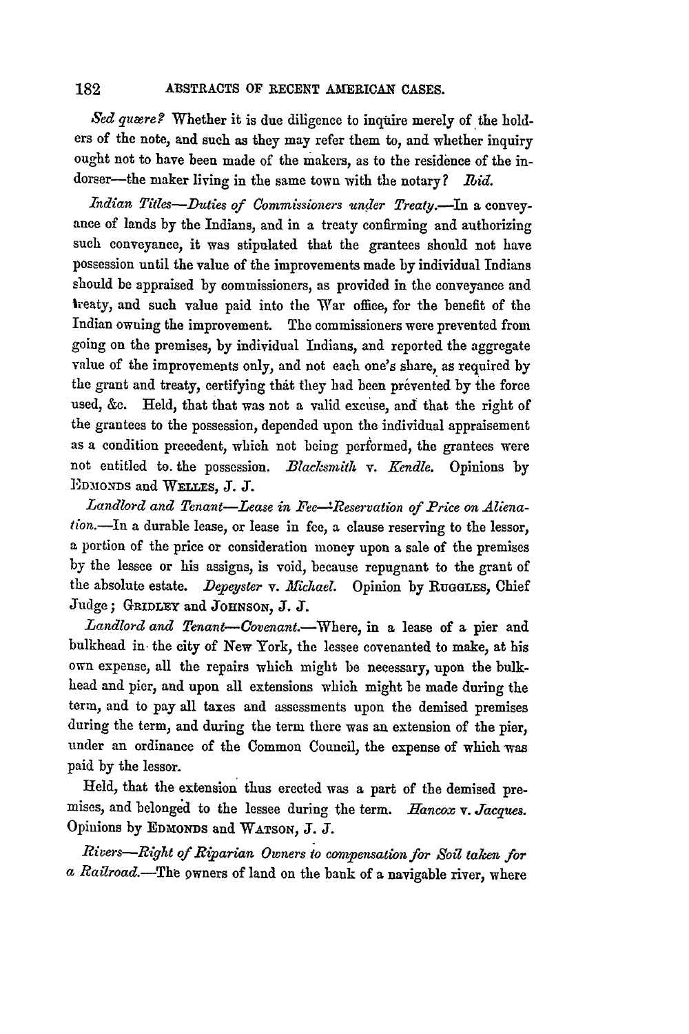*Sed quære?* Whether it is due diligence to inquire merely of the holders of the note, and such as they may refer them to, and whether inquiry ought not to have been made of the makers, as to the residence of the indorser—the maker living in the same town with the notary? *Ibid.*

*Indian Titles—Duties of Commissioners under Treaty.*—In a conveyance of lands by the Indians, and in a treaty confirming and authorizing such conveyance, it was stipulated that the grantees should not have possession until the value of the improvements made by individual Indians should be appraised by commissioners, as provided in the conveyance and treaty, and such value paid into the War office, for the benefit of the Indian owning the improvement. The commissioners were prevented from going on the premises, by individual Indians, and reported the aggregate value of the improvements only, and not each one's share, as required by the grant and treaty, certifying that they had been prevented by the force used, &c. Held, that that was not a valid excuse, and that the right of the grantees to the possession, depended upon the individual appraisement as a condition precedent, which not being performed, the grantees were not entitled to the possession. *Blacksmith* v. *Kendle.* Opinions by EDMONDS and WELLES, J. J.

*Landlord and Tenant—Lease in Fee—Reservation of Price on Alienation.*—In a durable lease, or lease in fee, a clause reserving to the lessor, a portion of the price or consideration money upon a sale of the premises by the lessee or his assigns, is void, because repugnant to the grant of the absolute estate. *Depeyster* v. *Michael.* Opinion by RUGGLES, Chief Judge; GRIDLEY and JOHNSON, J. J.

*Landlord and Tenant—Covenant.*—Where, in a lease of a pier and bulkhead in the city of New York, the lessee covenanted to make, at his own expense, all the repairs which might be necessary, upon the bulkhead and pier, and upon all extensions which might be made during the term, and to pay all taxes and assessments upon the demised premises during the term, and during the term there was an extension of the pier, under an ordinance of the Common Council, the expense of which was paid by the lessor.

Held, that the extension thus erected was a part of the demised premises, and belonged to the lessee during the term. *Hancox* v. *Jacques.* Opinions by EDMONDS and WATSON, J. J.

*Rivers—Right of Riparian Owners to compensation for Soil taken for a Railroad.*—The owners of land on the bank of a navigable river, where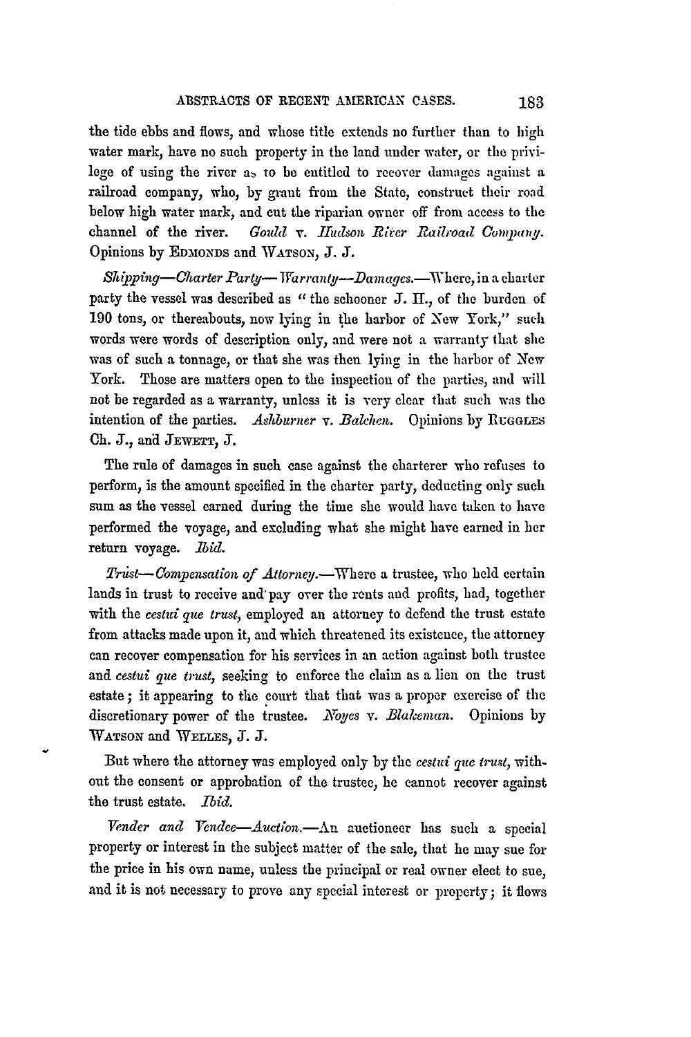the tide ebbs and flows, and whose title extends no further than to high water mark, have no such property in the land under water, or the privilege of using the river as to be entitled to recover damages against a railroad company, who, by grant from the State, construct their road below high water mark, and cut the riparian owner off from access to the channel of the river. *Gould* v. *Hudson River Railroad Company.* Opinions by EDMONDS and WATSON, J. J.

*Shipping—Charter Party—Warranty—Damages.*—Where, in a charter party the vessel was described as "the schooner J. H., of the burden of 190 tons, or thereabouts, now lying in the harbor of New York," such words were words of description only, and were not a warranty that she was of such a tonnage, or that she was then lying in the harbor of New York. Those are matters open to the inspection of the parties, and will not be regarded as a warranty, unless it is very clear that such was the intention of the parties. *Ashburner* v. *Balchen.* Opinions by RUGGLES Ch. J., and JEWETT, J.

The rule of damages in such case against the charterer who refuses to perform, is the amount specified in the charter party, deducting only such sum as the vessel earned during the time she would have taken to have performed the voyage, and excluding what she might have earned in her return voyage. *Ibid.*

*Trust—Compensation of Attorney.*—Where a trustee, who held certain lands in trust to receive and pay over the rents and profits, had, together with the *cestui que trust*, employed an attorney to defend the trust estate from attacks made upon it, and which threatened its existence, the attorney can recover compensation for his services in an action against both trustee and *cestui que trust*, seeking to enforce the claim as a lien on the trust estate; it appearing to the court that that was a proper exercise of the discretionary power of the trustee. *Noyes* v. *Blakeman.* Opinions by WATSON and WELLES, J. J.

But where the attorney was employed only by the *cestui que trust*, without the consent or approbation of the trustee, he cannot recover against the trust estate. *Ibid.*

*Vender and Vendee—Auction.*—An auctioneer has such a special property or interest in the subject matter of the sale, that he may sue for the price in his own name, unless the principal or real owner elect to sue, and it is not necessary to prove any special interest or property; it flows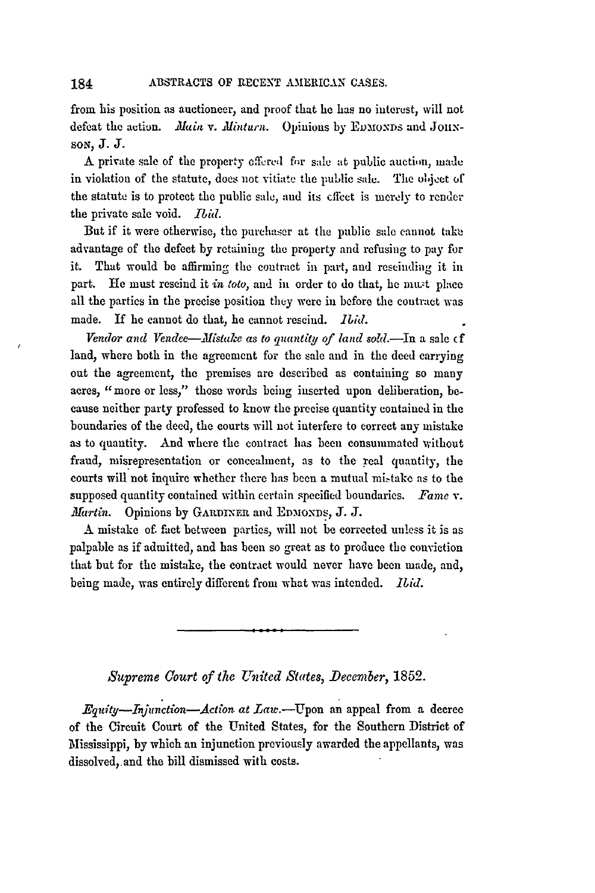from his position as auctioneer, and proof that he has no interest, will not defeat the action. *Main* v. *Minturn*. Opinions by EDMONDS and JOHNSON, J. J.

A private sale of the property offered for sale at public auction, made in violation of the statute, does not vitiate the public sale. The object of the statute is to protect the public sale, and its effect is merely to render the private sale void. *Ibid.*

But if it were otherwise, the purchaser at the public sale cannot take advantage of the defect by retaining the property and refusing to pay for it. That would be affirming the contract in part, and rescinding it in part. He must rescind it *in toto*, and in order to do that, he must place all the parties in the precise position they were in before the contract was made. If he cannot do that, he cannot rescind. *Ibid.*

*Vendor and Vendee—Mistake as to quantity of land sold.*—In a sale of land, where both in the agreement for the sale and in the deed carrying out the agreement, the premises are described as containing so many acres, "more or less," those words being inserted upon deliberation, because neither party professed to know the precise quantity contained in the boundaries of the deed, the courts will not interfere to correct any mistake as to quantity. And where the contract has been consummated without fraud, misrepresentation or concealment, as to the real quantity, the courts will not inquire whether there has been a mutual mistake as to the supposed quantity contained within certain specified boundaries. *Fame* v. *Martin*. Opinions by GARDINER and EDMONDS, J. J.

A mistake of fact between parties, will not be corrected unless it is as palpable as if admitted, and has been so great as to produce the conviction that but for the mistake, the contract would never have been made, and, being made, was entirely different from what was intended. *Ibid.*

---

## *Supreme Court of the United States, December*, 1852.

*Equity—Injunction—Action at Law.*—Upon an appeal from a decree of the Circuit Court of the United States, for the Southern District of Mississippi, by which an injunction previously awarded the appellants, was dissolved, and the bill dismissed with costs.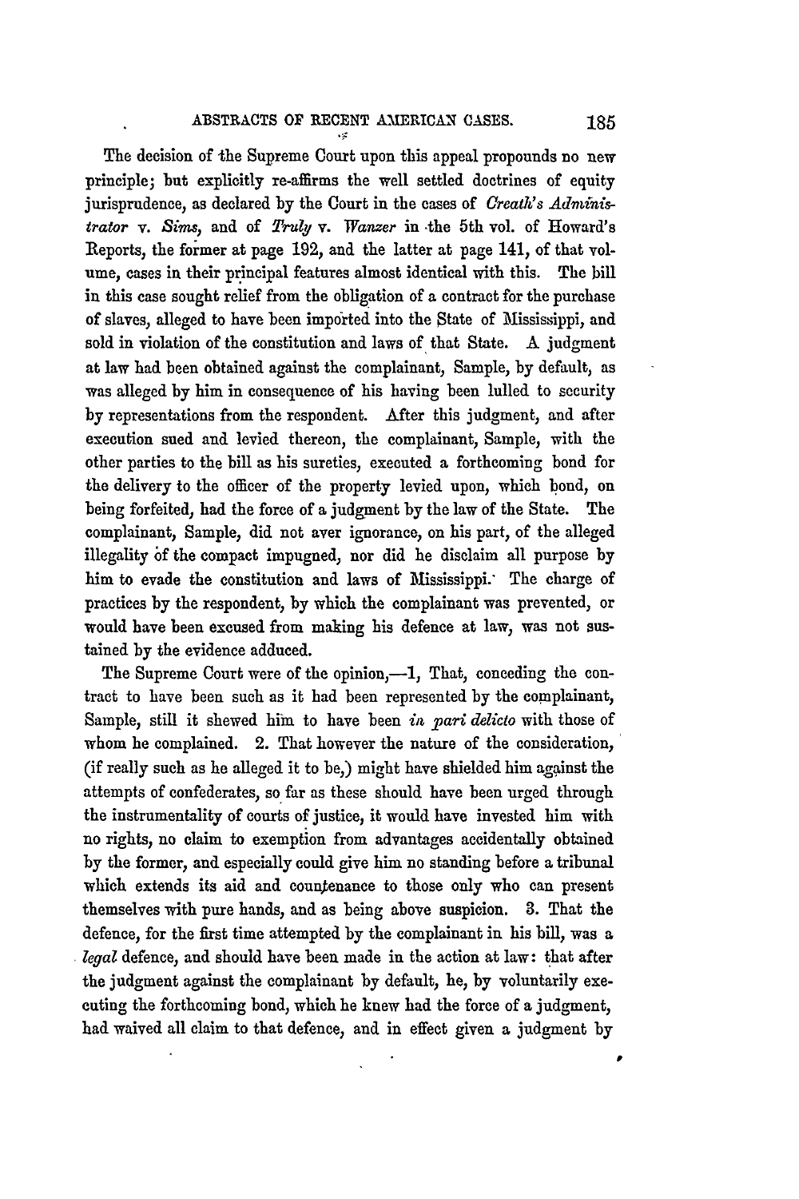The decision of the Supreme Court upon this appeal propounds no new principle; but explicitly re-affirms the well settled doctrines of equity jurisprudence, as declared by the Court in the cases of *Creath's Administrator* v. *Sims*, and of *Truly* v. *Wanzer* in the 5th vol. of Howard's Reports, the former at page 192, and the latter at page 141, of that volume, cases in their principal features almost identical with this. The bill in this case sought relief from the obligation of a contract for the purchase of slaves, alleged to have been imported into the State of Mississippi, and sold in violation of the constitution and laws of that State. A judgment at law had been obtained against the complainant, Sample, by default, as was alleged by him in consequence of his having been lulled to security by representations from the respondent. After this judgment, and after execution sued and levied thereon, the complainant, Sample, with the other parties to the bill as his sureties, executed a forthcoming bond for the delivery to the officer of the property levied upon, which bond, on being forfeited, had the force of a judgment by the law of the State. The complainant, Sample, did not aver ignorance, on his part, of the alleged illegality of the compact impugned, nor did he disclaim all purpose by him to evade the constitution and laws of Mississippi. The charge of practices by the respondent, by which the complainant was prevented, or would have been excused from making his defence at law, was not sustained by the evidence adduced.

The Supreme Court were of the opinion,—1, That, conceding the contract to have been such as it had been represented by the complainant, Sample, still it shewed him to have been *in pari delicto* with those of whom he complained. 2. That however the nature of the consideration, (if really such as he alleged it to be,) might have shielded him against the attempts of confederates, so far as these should have been urged through the instrumentality of courts of justice, it would have invested him with no rights, no claim to exemption from advantages accidentally obtained by the former, and especially could give him no standing before a tribunal which extends its aid and countenance to those only who can present themselves with pure hands, and as being above suspicion. 3. That the defence, for the first time attempted by the complainant in his bill, was a *legal* defence, and should have been made in the action at law: that after the judgment against the complainant by default, he, by voluntarily executing the forthcoming bond, which he knew had the force of a judgment, had waived all claim to that defence, and in effect given a judgment by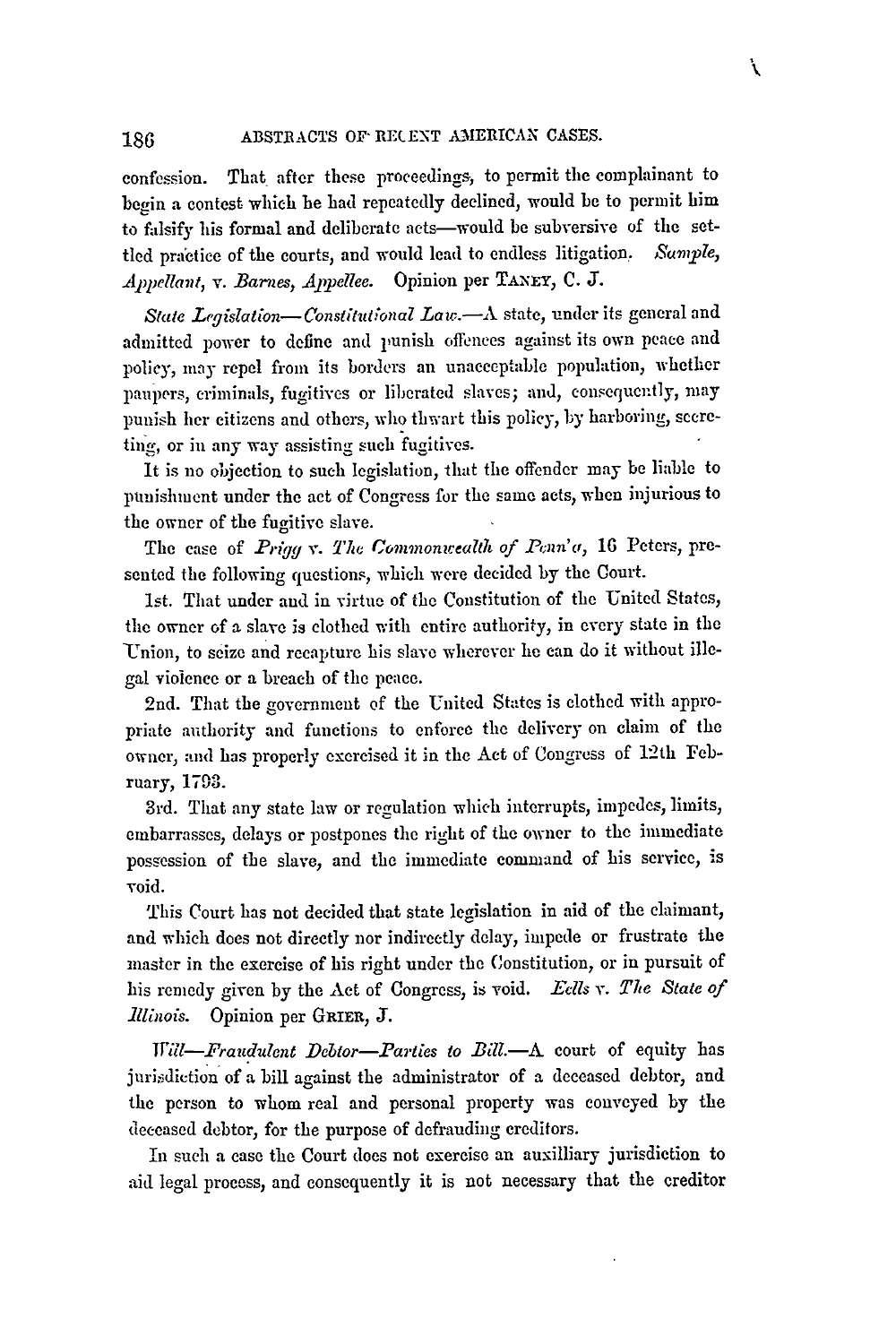confession. That after these proceedings, to permit the complainant to begin a contest which he had repeatedly declined, would be to permit him to falsify his formal and deliberate acts—would be subversive of the settled practice of the courts, and would lead to endless litigation. *Sample, Appellant, v. Barnes, Appellee.* Opinion per TANEY, C. J.

*State Legislation—Constitutional Law.*—A state, under its general and admitted power to define and punish offences against its own peace and policy, may repel from its borders an unacceptable population, whether paupers, criminals, fugitives or liberated slaves; and, consequently, may punish her citizens and others, who thwart this policy, by harboring, secreting, or in any way assisting such fugitives.

It is no objection to such legislation, that the offender may be liable to punishment under the act of Congress for the same acts, when injurious to the owner of the fugitive slave.

The case of *Prigg v. The Commonwealth of Penn'a*, 16 Peters, presented the following questions, which were decided by the Court.

1st. That under and in virtue of the Constitution of the United States, the owner of a slave is clothed with entire authority, in every state in the Union, to seize and recapture his slave wherever he can do it without illegal violence or a breach of the peace.

2nd. That the government of the United States is clothed with appropriate authority and functions to enforce the delivery on claim of the owner, and has properly exercised it in the Act of Congress of 12th February, 1793.

3rd. That any state law or regulation which interrupts, impedes, limits, embarrasses, delays or postpones the right of the owner to the immediate possession of the slave, and the immediate command of his service, is void.

This Court has not decided that state legislation in aid of the claimant, and which does not directly nor indirectly delay, impede or frustrate the master in the exercise of his right under the Constitution, or in pursuit of his remedy given by the Act of Congress, is void. *Eells v. The State of Illinois.* Opinion per GRIER, J.

*Will—Fraudulent Debtor—Parties to Bill.*—A court of equity has jurisdiction of a bill against the administrator of a deceased debtor, and the person to whom real and personal property was conveyed by the deceased debtor, for the purpose of defrauding creditors.

In such a case the Court does not exercise an auxilliary jurisdiction to aid legal process, and consequently it is not necessary that the creditor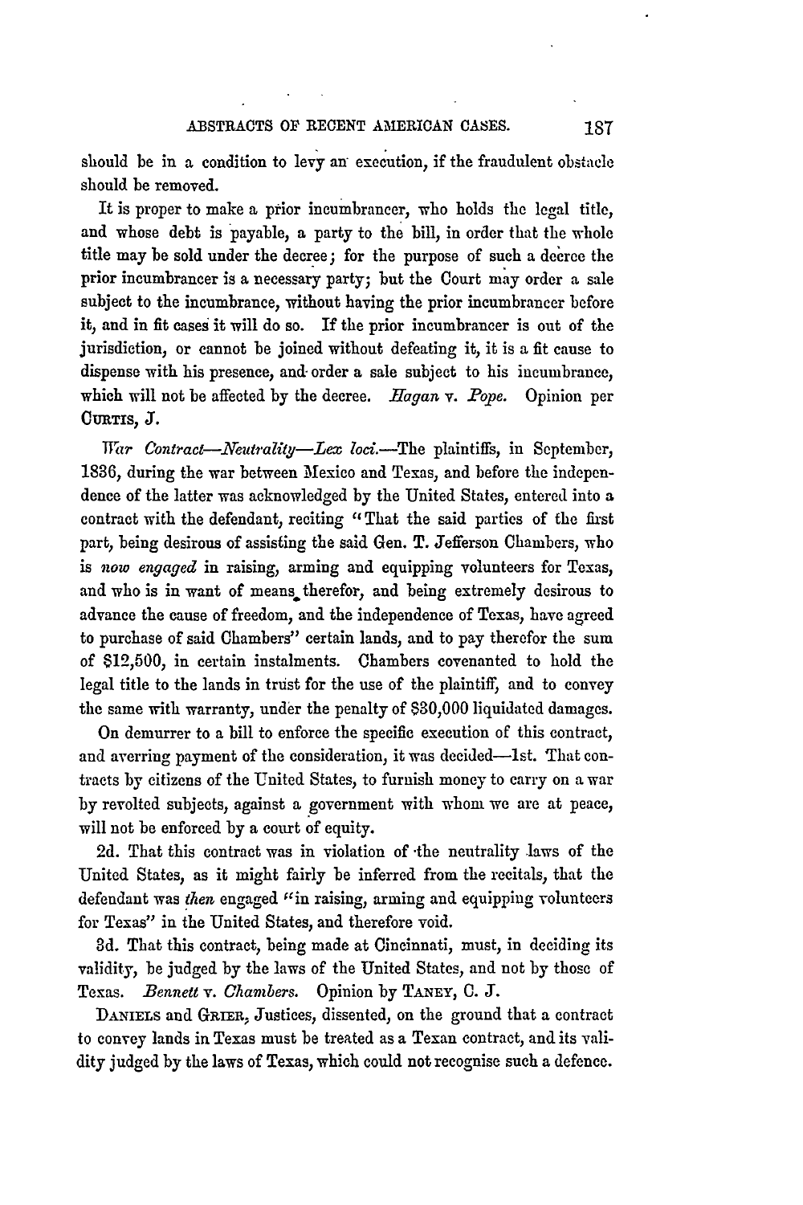should be in a condition to levy an execution, if the fraudulent obstacle should be removed.

It is proper to make a prior incumbrancer, who holds the legal title, and whose debt is payable, a party to the bill, in order that the whole title may be sold under the decree; for the purpose of such a decree the prior incumbrancer is a necessary party; but the Court may order a sale subject to the incumbrance, without having the prior incumbrancer before it, and in fit cases it will do so. If the prior incumbrancer is out of the jurisdiction, or cannot be joined without defeating it, it is a fit cause to dispense with his presence, and order a sale subject to his incumbrance, which will not be affected by the decree. *Hagan* v. *Pope.* Opinion per CURTIS, J.

*War Contract—Neutrality—Lex loci.*—The plaintiffs, in September, 1836, during the war between Mexico and Texas, and before the independence of the latter was acknowledged by the United States, entered into a contract with the defendant, reciting "That the said parties of the first part, being desirous of assisting the said Gen. T. Jefferson Chambers, who is *now engaged* in raising, arming and equipping volunteers for Texas, and who is in want of means therefor, and being extremely desirous to advance the cause of freedom, and the independence of Texas, have agreed to purchase of said Chambers" certain lands, and to pay therefor the sum of $12,500, in certain instalments. Chambers covenanted to hold the legal title to the lands in trust for the use of the plaintiff, and to convey the same with warranty, under the penalty of $30,000 liquidated damages.

On demurrer to a bill to enforce the specific execution of this contract, and averring payment of the consideration, it was decided—1st. That contracts by citizens of the United States, to furnish money to carry on a war by revolted subjects, against a government with whom we are at peace, will not be enforced by a court of equity.

2d. That this contract was in violation of the neutrality laws of the United States, as it might fairly be inferred from the recitals, that the defendant was *then* engaged "in raising, arming and equipping volunteers for Texas" in the United States, and therefore void.

3d. That this contract, being made at Cincinnati, must, in deciding its validity, be judged by the laws of the United States, and not by those of Texas. *Bennett* v. *Chambers.* Opinion by TANEY, C. J.

DANIELS and GRIER, Justices, dissented, on the ground that a contract to convey lands in Texas must be treated as a Texan contract, and its validity judged by the laws of Texas, which could not recognise such a defence.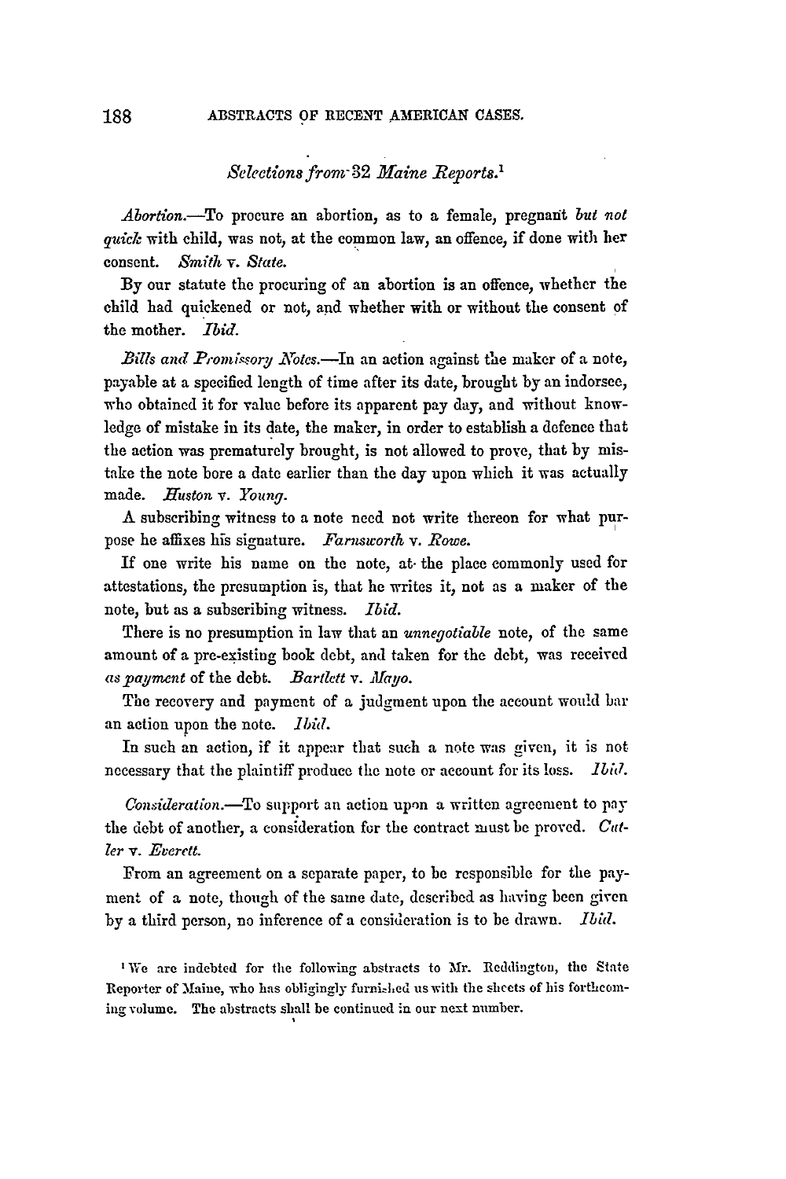## *Selections from 32 Maine Reports.*[1]

*Abortion.*—To procure an abortion, as to a female, pregnant *but not quick* with child, was not, at the common law, an offence, if done with her consent. *Smith* v. *State.*

By our statute the procuring of an abortion is an offence, whether the child had quickened or not, and whether with or without the consent of the mother. *Ibid.*

*Bills and Promissory Notes.*—In an action against the maker of a note, payable at a specified length of time after its date, brought by an indorsee, who obtained it for value before its apparent pay day, and without knowledge of mistake in its date, the maker, in order to establish a defence that the action was prematurely brought, is not allowed to prove, that by mistake the note bore a date earlier than the day upon which it was actually made. *Huston* v. *Young.*

A subscribing witness to a note need not write thereon for what purpose he affixes his signature. *Farnsworth* v. *Rowe.*

If one write his name on the note, at the place commonly used for attestations, the presumption is, that he writes it, not as a maker of the note, but as a subscribing witness. *Ibid.*

There is no presumption in law that an *unnegotiable* note, of the same amount of a pre-existing book debt, and taken for the debt, was received *as payment* of the debt. *Bartlett* v. *Mayo.*

The recovery and payment of a judgment upon the account would bar an action upon the note. *Ibid.*

In such an action, if it appear that such a note was given, it is not necessary that the plaintiff produce the note or account for its loss. *Ibid.*

*Consideration.*—To support an action upon a written agreement to pay the debt of another, a consideration for the contract must be proved. *Cutler* v. *Everett.*

From an agreement on a separate paper, to be responsible for the payment of a note, though of the same date, described as having been given by a third person, no inference of a consideration is to be drawn. *Ibid.*

[1] We are indebted for the following abstracts to Mr. Reddington, the State Reporter of Maine, who has obligingly furnished us with the sheets of his forthcoming volume. The abstracts shall be continued in our next number.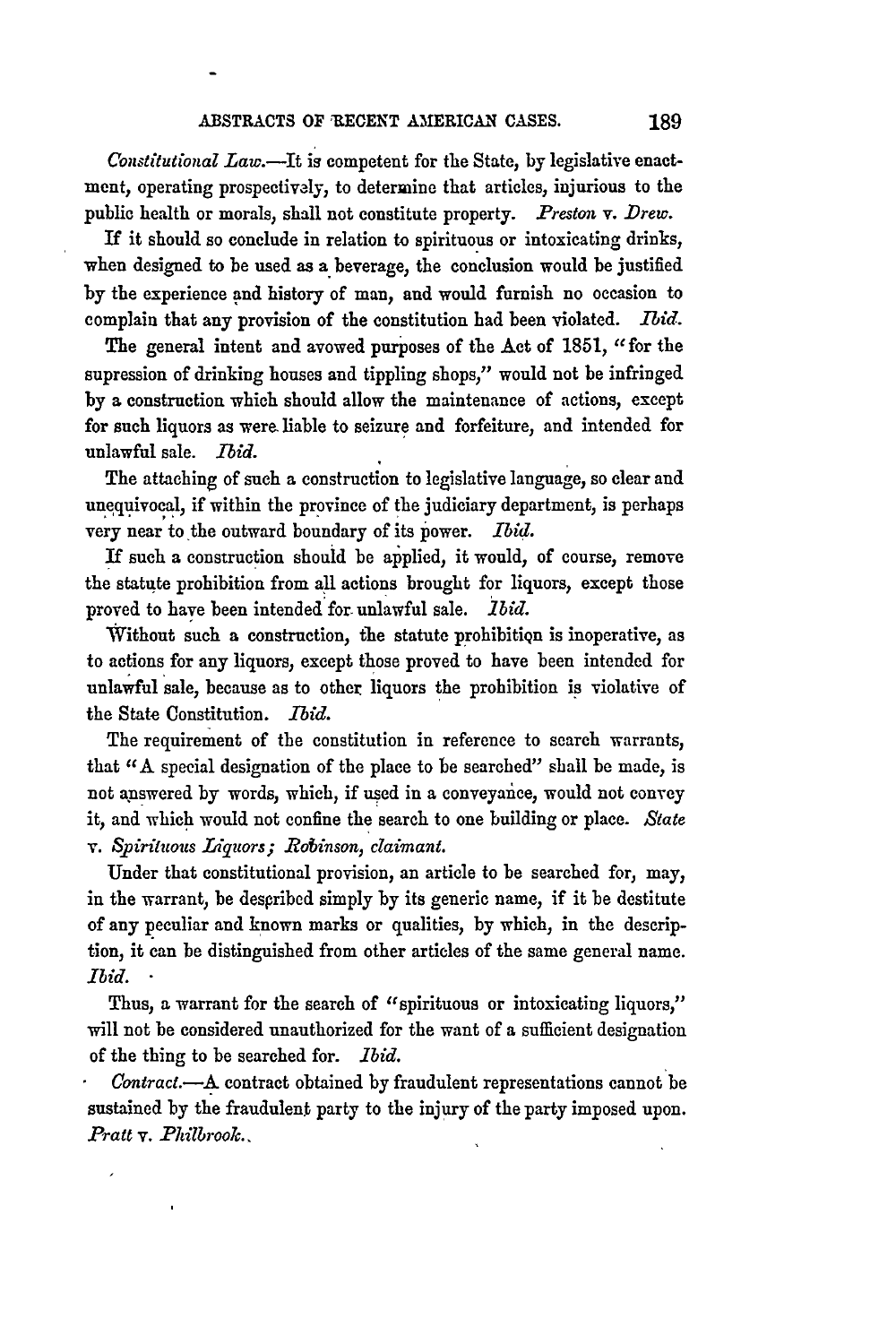*Constitutional Law.*—It is competent for the State, by legislative enactment, operating prospectively, to determine that articles, injurious to the public health or morals, shall not constitute property. *Preston* v. *Drew.*

If it should so conclude in relation to spirituous or intoxicating drinks, when designed to be used as a beverage, the conclusion would be justified by the experience and history of man, and would furnish no occasion to complain that any provision of the constitution had been violated. *Ibid.*

The general intent and avowed purposes of the Act of 1851, "for the supression of drinking houses and tippling shops," would not be infringed by a construction which should allow the maintenance of actions, except for such liquors as were liable to seizure and forfeiture, and intended for unlawful sale. *Ibid.*

The attaching of such a construction to legislative language, so clear and unequivocal, if within the province of the judiciary department, is perhaps very near to the outward boundary of its power. *Ibid.*

If such a construction should be applied, it would, of course, remove the statute prohibition from all actions brought for liquors, except those proved to have been intended for unlawful sale. *Ibid.*

Without such a construction, the statute prohibition is inoperative, as to actions for any liquors, except those proved to have been intended for unlawful sale, because as to other liquors the prohibition is violative of the State Constitution. *Ibid.*

The requirement of the constitution in reference to search warrants, that "A special designation of the place to be searched" shall be made, is not answered by words, which, if used in a conveyance, would not convey it, and which would not confine the search to one building or place. *State* v. *Spirituous Liquors; Robinson, claimant.*

Under that constitutional provision, an article to be searched for, may, in the warrant, be described simply by its generic name, if it be destitute of any peculiar and known marks or qualities, by which, in the description, it can be distinguished from other articles of the same general name. *Ibid.*

Thus, a warrant for the search of "spirituous or intoxicating liquors," will not be considered unauthorized for the want of a sufficient designation of the thing to be searched for. *Ibid.*

*Contract.*—A contract obtained by fraudulent representations cannot be sustained by the fraudulent party to the injury of the party imposed upon. *Pratt* v. *Philbrook.*